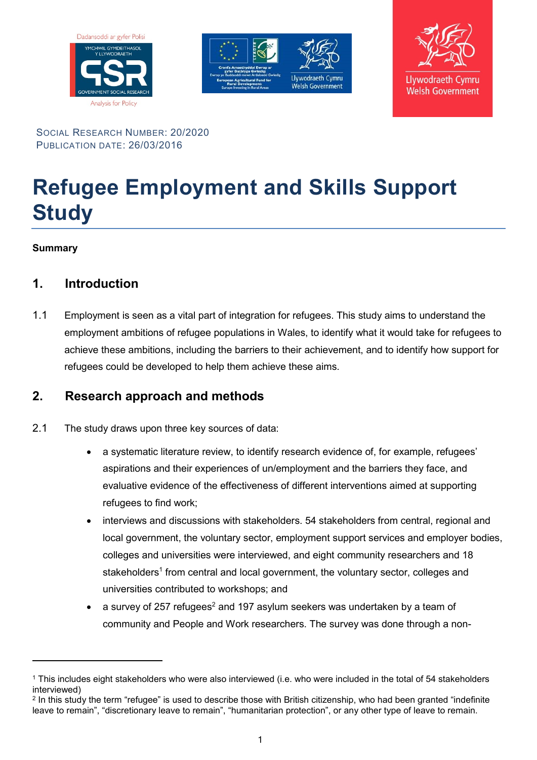Social Research Number: 20/2020
Publication date: 26/03/2016

# Refugee Employment and Skills Support Study

**Summary**

## 1. Introduction

1.1 Employment is seen as a vital part of integration for refugees. This study aims to understand the employment ambitions of refugee populations in Wales, to identify what it would take for refugees to achieve these ambitions, including the barriers to their achievement, and to identify how support for refugees could be developed to help them achieve these aims.

## 2. Research approach and methods

2.1 The study draws upon three key sources of data:

- a systematic literature review, to identify research evidence of, for example, refugees' aspirations and their experiences of un/employment and the barriers they face, and evaluative evidence of the effectiveness of different interventions aimed at supporting refugees to find work;
- interviews and discussions with stakeholders. 54 stakeholders from central, regional and local government, the voluntary sector, employment support services and employer bodies, colleges and universities were interviewed, and eight community researchers and 18 stakeholders[1] from central and local government, the voluntary sector, colleges and universities contributed to workshops; and
- a survey of 257 refugees[2] and 197 asylum seekers was undertaken by a team of community and People and Work researchers. The survey was done through a non-

[1] This includes eight stakeholders who were also interviewed (i.e. who were included in the total of 54 stakeholders interviewed)

[2] In this study the term "refugee" is used to describe those with British citizenship, who had been granted "indefinite leave to remain", "discretionary leave to remain", "humanitarian protection", or any other type of leave to remain.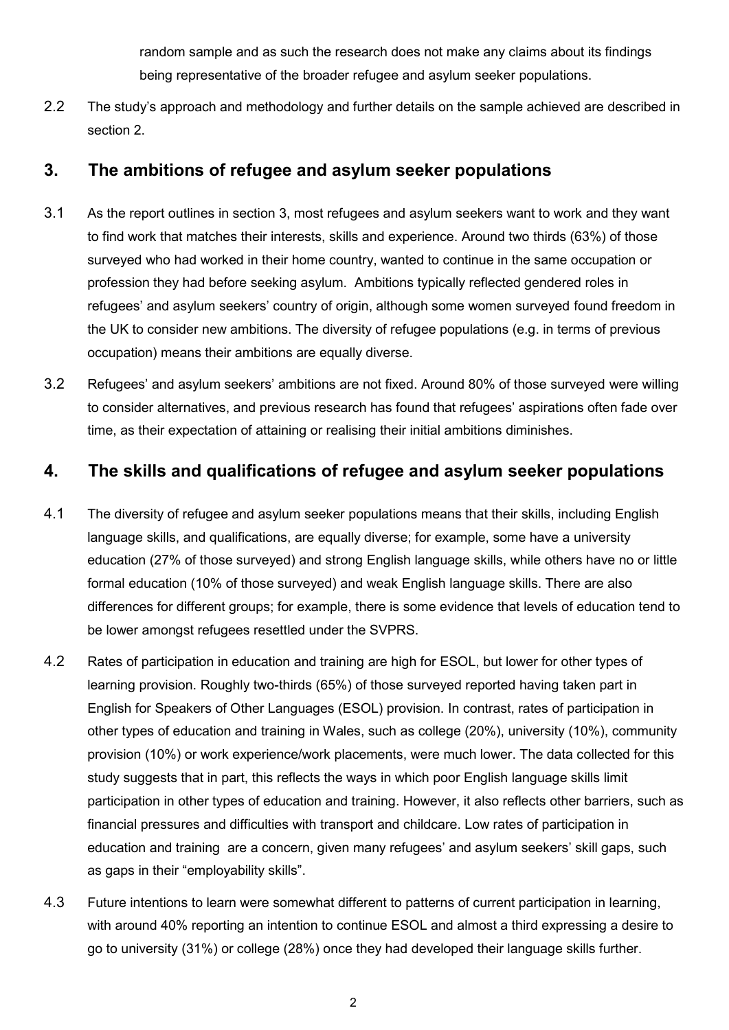random sample and as such the research does not make any claims about its findings being representative of the broader refugee and asylum seeker populations.

2.2 The study's approach and methodology and further details on the sample achieved are described in section 2.

## 3. The ambitions of refugee and asylum seeker populations

3.1 As the report outlines in section 3, most refugees and asylum seekers want to work and they want to find work that matches their interests, skills and experience. Around two thirds (63%) of those surveyed who had worked in their home country, wanted to continue in the same occupation or profession they had before seeking asylum. Ambitions typically reflected gendered roles in refugees' and asylum seekers' country of origin, although some women surveyed found freedom in the UK to consider new ambitions. The diversity of refugee populations (e.g. in terms of previous occupation) means their ambitions are equally diverse.

3.2 Refugees' and asylum seekers' ambitions are not fixed. Around 80% of those surveyed were willing to consider alternatives, and previous research has found that refugees' aspirations often fade over time, as their expectation of attaining or realising their initial ambitions diminishes.

## 4. The skills and qualifications of refugee and asylum seeker populations

4.1 The diversity of refugee and asylum seeker populations means that their skills, including English language skills, and qualifications, are equally diverse; for example, some have a university education (27% of those surveyed) and strong English language skills, while others have no or little formal education (10% of those surveyed) and weak English language skills. There are also differences for different groups; for example, there is some evidence that levels of education tend to be lower amongst refugees resettled under the SVPRS.

4.2 Rates of participation in education and training are high for ESOL, but lower for other types of learning provision. Roughly two-thirds (65%) of those surveyed reported having taken part in English for Speakers of Other Languages (ESOL) provision. In contrast, rates of participation in other types of education and training in Wales, such as college (20%), university (10%), community provision (10%) or work experience/work placements, were much lower. The data collected for this study suggests that in part, this reflects the ways in which poor English language skills limit participation in other types of education and training. However, it also reflects other barriers, such as financial pressures and difficulties with transport and childcare. Low rates of participation in education and training are a concern, given many refugees' and asylum seekers' skill gaps, such as gaps in their "employability skills".

4.3 Future intentions to learn were somewhat different to patterns of current participation in learning, with around 40% reporting an intention to continue ESOL and almost a third expressing a desire to go to university (31%) or college (28%) once they had developed their language skills further.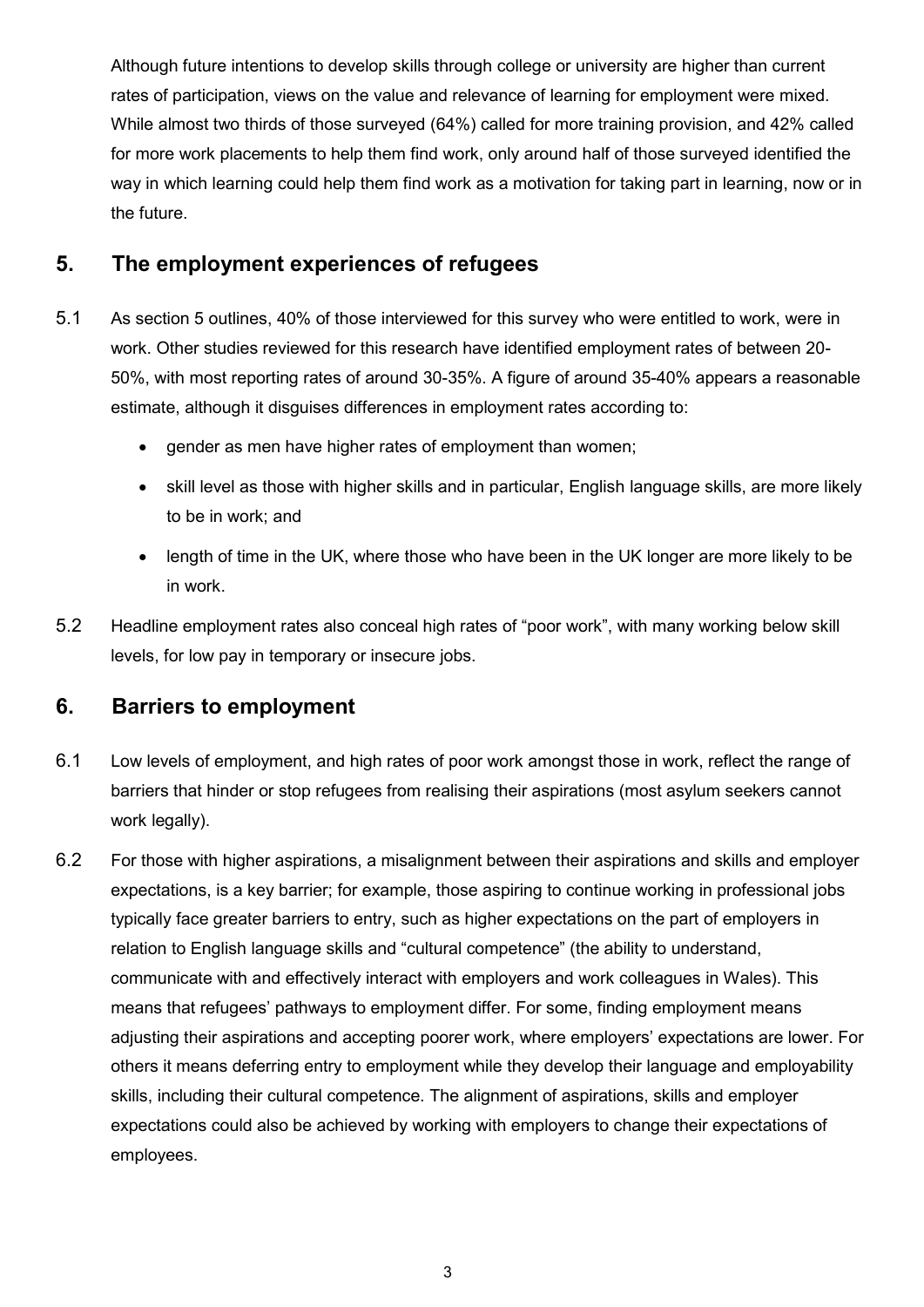Although future intentions to develop skills through college or university are higher than current rates of participation, views on the value and relevance of learning for employment were mixed. While almost two thirds of those surveyed (64%) called for more training provision, and 42% called for more work placements to help them find work, only around half of those surveyed identified the way in which learning could help them find work as a motivation for taking part in learning, now or in the future.

## 5. The employment experiences of refugees

5.1 As section 5 outlines, 40% of those interviewed for this survey who were entitled to work, were in work. Other studies reviewed for this research have identified employment rates of between 20-50%, with most reporting rates of around 30-35%. A figure of around 35-40% appears a reasonable estimate, although it disguises differences in employment rates according to:

- gender as men have higher rates of employment than women;
- skill level as those with higher skills and in particular, English language skills, are more likely to be in work; and
- length of time in the UK, where those who have been in the UK longer are more likely to be in work.

5.2 Headline employment rates also conceal high rates of "poor work", with many working below skill levels, for low pay in temporary or insecure jobs.

## 6. Barriers to employment

6.1 Low levels of employment, and high rates of poor work amongst those in work, reflect the range of barriers that hinder or stop refugees from realising their aspirations (most asylum seekers cannot work legally).

6.2 For those with higher aspirations, a misalignment between their aspirations and skills and employer expectations, is a key barrier; for example, those aspiring to continue working in professional jobs typically face greater barriers to entry, such as higher expectations on the part of employers in relation to English language skills and "cultural competence" (the ability to understand, communicate with and effectively interact with employers and work colleagues in Wales). This means that refugees' pathways to employment differ. For some, finding employment means adjusting their aspirations and accepting poorer work, where employers' expectations are lower. For others it means deferring entry to employment while they develop their language and employability skills, including their cultural competence. The alignment of aspirations, skills and employer expectations could also be achieved by working with employers to change their expectations of employees.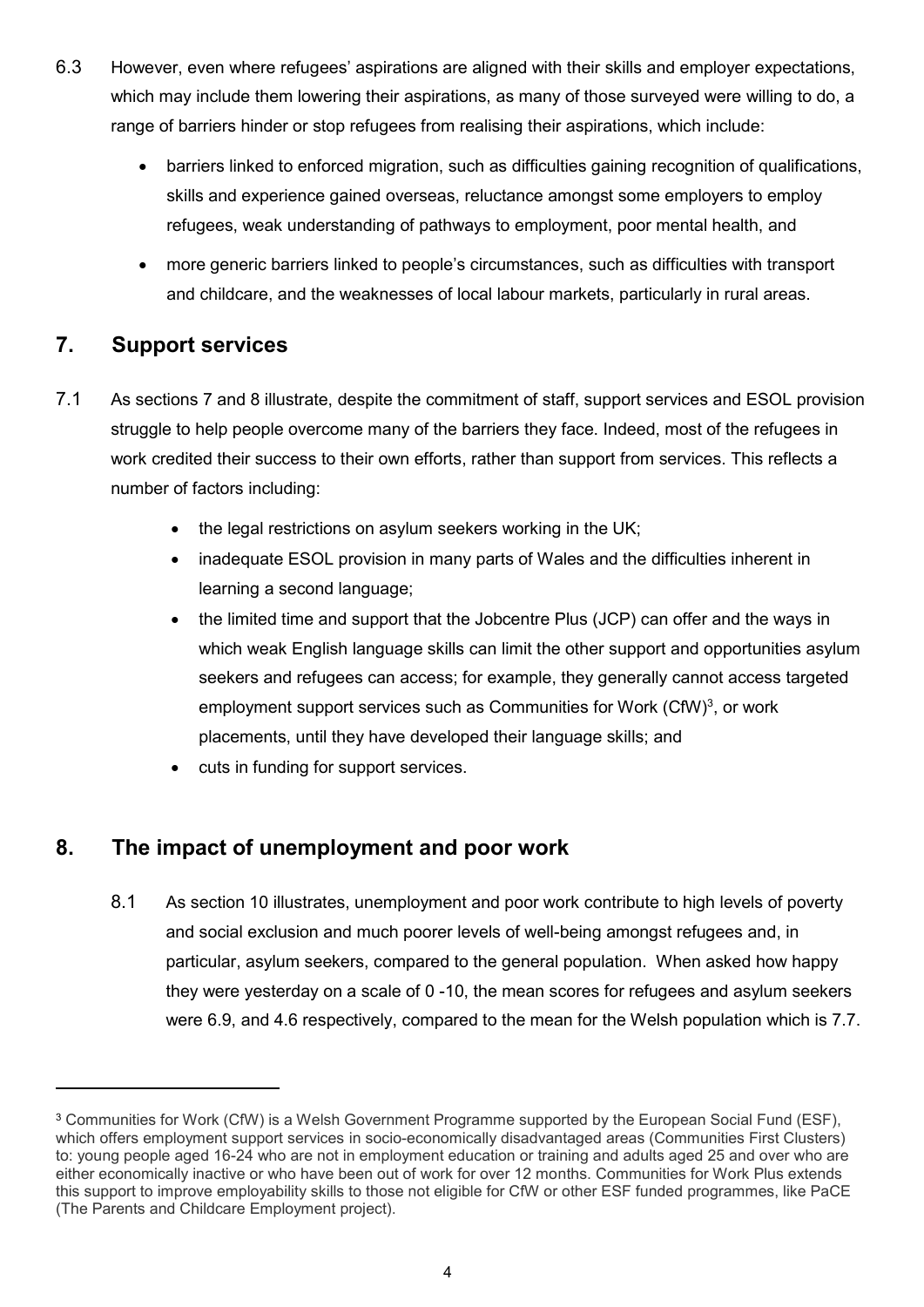6.3 However, even where refugees' aspirations are aligned with their skills and employer expectations, which may include them lowering their aspirations, as many of those surveyed were willing to do, a range of barriers hinder or stop refugees from realising their aspirations, which include:

- barriers linked to enforced migration, such as difficulties gaining recognition of qualifications, skills and experience gained overseas, reluctance amongst some employers to employ refugees, weak understanding of pathways to employment, poor mental health, and
- more generic barriers linked to people's circumstances, such as difficulties with transport and childcare, and the weaknesses of local labour markets, particularly in rural areas.

## 7. Support services

7.1 As sections 7 and 8 illustrate, despite the commitment of staff, support services and ESOL provision struggle to help people overcome many of the barriers they face. Indeed, most of the refugees in work credited their success to their own efforts, rather than support from services. This reflects a number of factors including:

- the legal restrictions on asylum seekers working in the UK;
- inadequate ESOL provision in many parts of Wales and the difficulties inherent in learning a second language;
- the limited time and support that the Jobcentre Plus (JCP) can offer and the ways in which weak English language skills can limit the other support and opportunities asylum seekers and refugees can access; for example, they generally cannot access targeted employment support services such as Communities for Work (CfW)[3], or work placements, until they have developed their language skills; and
- cuts in funding for support services.

## 8. The impact of unemployment and poor work

8.1 As section 10 illustrates, unemployment and poor work contribute to high levels of poverty and social exclusion and much poorer levels of well-being amongst refugees and, in particular, asylum seekers, compared to the general population. When asked how happy they were yesterday on a scale of 0 -10, the mean scores for refugees and asylum seekers were 6.9, and 4.6 respectively, compared to the mean for the Welsh population which is 7.7.

[3] Communities for Work (CfW) is a Welsh Government Programme supported by the European Social Fund (ESF), which offers employment support services in socio-economically disadvantaged areas (Communities First Clusters) to: young people aged 16-24 who are not in employment education or training and adults aged 25 and over who are either economically inactive or who have been out of work for over 12 months. Communities for Work Plus extends this support to improve employability skills to those not eligible for CfW or other ESF funded programmes, like PaCE (The Parents and Childcare Employment project).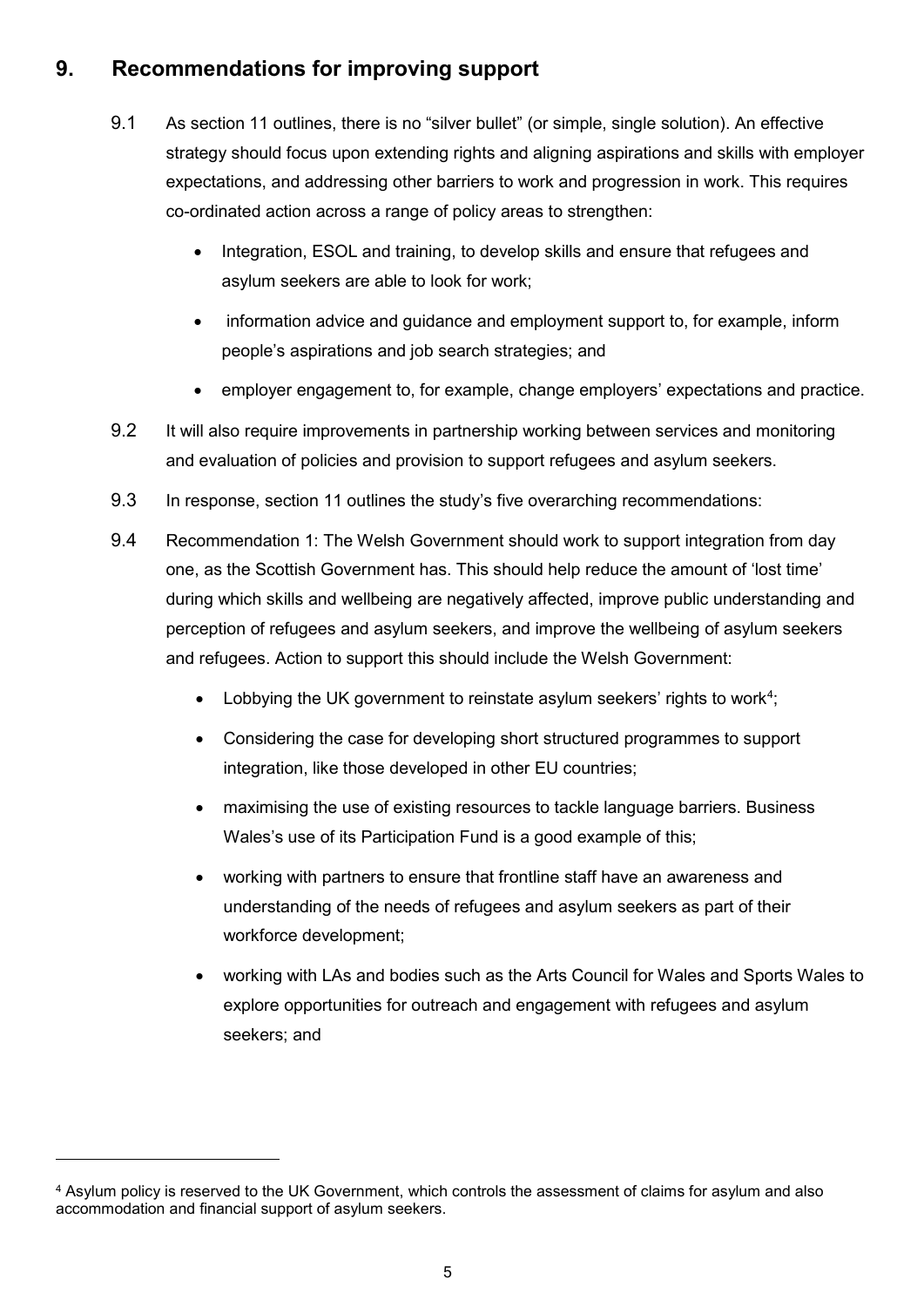## 9. Recommendations for improving support

9.1 As section 11 outlines, there is no "silver bullet" (or simple, single solution). An effective strategy should focus upon extending rights and aligning aspirations and skills with employer expectations, and addressing other barriers to work and progression in work. This requires co-ordinated action across a range of policy areas to strengthen:

- Integration, ESOL and training, to develop skills and ensure that refugees and asylum seekers are able to look for work;
- information advice and guidance and employment support to, for example, inform people's aspirations and job search strategies; and
- employer engagement to, for example, change employers' expectations and practice.

9.2 It will also require improvements in partnership working between services and monitoring and evaluation of policies and provision to support refugees and asylum seekers.

9.3 In response, section 11 outlines the study's five overarching recommendations:

9.4 Recommendation 1: The Welsh Government should work to support integration from day one, as the Scottish Government has. This should help reduce the amount of 'lost time' during which skills and wellbeing are negatively affected, improve public understanding and perception of refugees and asylum seekers, and improve the wellbeing of asylum seekers and refugees. Action to support this should include the Welsh Government:

- Lobbying the UK government to reinstate asylum seekers' rights to work[4];
- Considering the case for developing short structured programmes to support integration, like those developed in other EU countries;
- maximising the use of existing resources to tackle language barriers. Business Wales's use of its Participation Fund is a good example of this;
- working with partners to ensure that frontline staff have an awareness and understanding of the needs of refugees and asylum seekers as part of their workforce development;
- working with LAs and bodies such as the Arts Council for Wales and Sports Wales to explore opportunities for outreach and engagement with refugees and asylum seekers; and

[4] Asylum policy is reserved to the UK Government, which controls the assessment of claims for asylum and also accommodation and financial support of asylum seekers.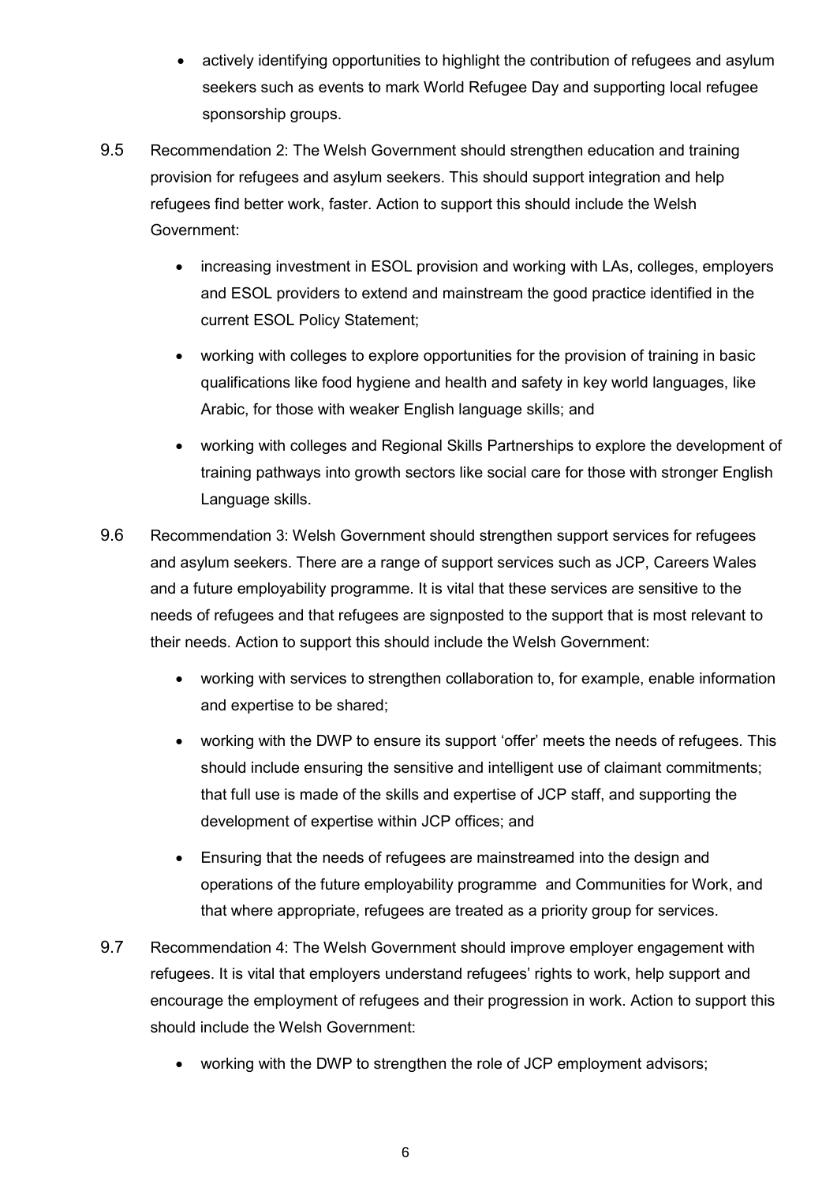- actively identifying opportunities to highlight the contribution of refugees and asylum seekers such as events to mark World Refugee Day and supporting local refugee sponsorship groups.

9.5 Recommendation 2: The Welsh Government should strengthen education and training provision for refugees and asylum seekers. This should support integration and help refugees find better work, faster. Action to support this should include the Welsh Government:

- increasing investment in ESOL provision and working with LAs, colleges, employers and ESOL providers to extend and mainstream the good practice identified in the current ESOL Policy Statement;
- working with colleges to explore opportunities for the provision of training in basic qualifications like food hygiene and health and safety in key world languages, like Arabic, for those with weaker English language skills; and
- working with colleges and Regional Skills Partnerships to explore the development of training pathways into growth sectors like social care for those with stronger English Language skills.

9.6 Recommendation 3: Welsh Government should strengthen support services for refugees and asylum seekers. There are a range of support services such as JCP, Careers Wales and a future employability programme. It is vital that these services are sensitive to the needs of refugees and that refugees are signposted to the support that is most relevant to their needs. Action to support this should include the Welsh Government:

- working with services to strengthen collaboration to, for example, enable information and expertise to be shared;
- working with the DWP to ensure its support 'offer' meets the needs of refugees. This should include ensuring the sensitive and intelligent use of claimant commitments; that full use is made of the skills and expertise of JCP staff, and supporting the development of expertise within JCP offices; and
- Ensuring that the needs of refugees are mainstreamed into the design and operations of the future employability programme and Communities for Work, and that where appropriate, refugees are treated as a priority group for services.

9.7 Recommendation 4: The Welsh Government should improve employer engagement with refugees. It is vital that employers understand refugees' rights to work, help support and encourage the employment of refugees and their progression in work. Action to support this should include the Welsh Government:

- working with the DWP to strengthen the role of JCP employment advisors;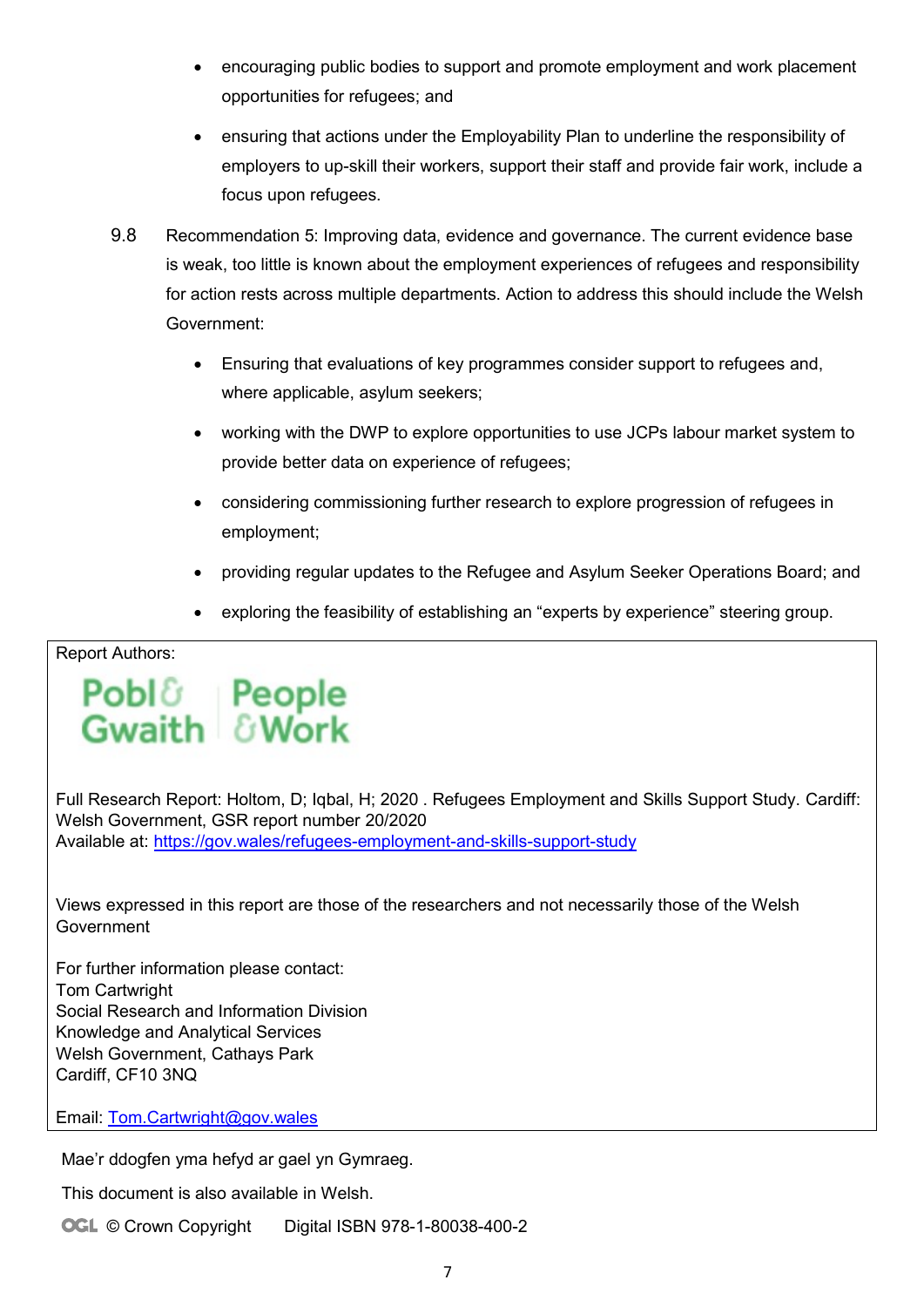- encouraging public bodies to support and promote employment and work placement opportunities for refugees; and
- ensuring that actions under the Employability Plan to underline the responsibility of employers to up-skill their workers, support their staff and provide fair work, include a focus upon refugees.

9.8 Recommendation 5: Improving data, evidence and governance. The current evidence base is weak, too little is known about the employment experiences of refugees and responsibility for action rests across multiple departments. Action to address this should include the Welsh Government:

- Ensuring that evaluations of key programmes consider support to refugees and, where applicable, asylum seekers;
- working with the DWP to explore opportunities to use JCPs labour market system to provide better data on experience of refugees;
- considering commissioning further research to explore progression of refugees in employment;
- providing regular updates to the Refugee and Asylum Seeker Operations Board; and
- exploring the feasibility of establishing an "experts by experience" steering group.

Report Authors:

Pobl & Gwaith | People & Work

Full Research Report: Holtom, D; Iqbal, H; 2020 . Refugees Employment and Skills Support Study. Cardiff: Welsh Government, GSR report number 20/2020
Available at: https://gov.wales/refugees-employment-and-skills-support-study

Views expressed in this report are those of the researchers and not necessarily those of the Welsh Government

For further information please contact:
Tom Cartwright
Social Research and Information Division
Knowledge and Analytical Services
Welsh Government, Cathays Park
Cardiff, CF10 3NQ

Email: Tom.Cartwright@gov.wales

Mae'r ddogfen yma hefyd ar gael yn Gymraeg.

This document is also available in Welsh.

OGL © Crown Copyright Digital ISBN 978-1-80038-400-2